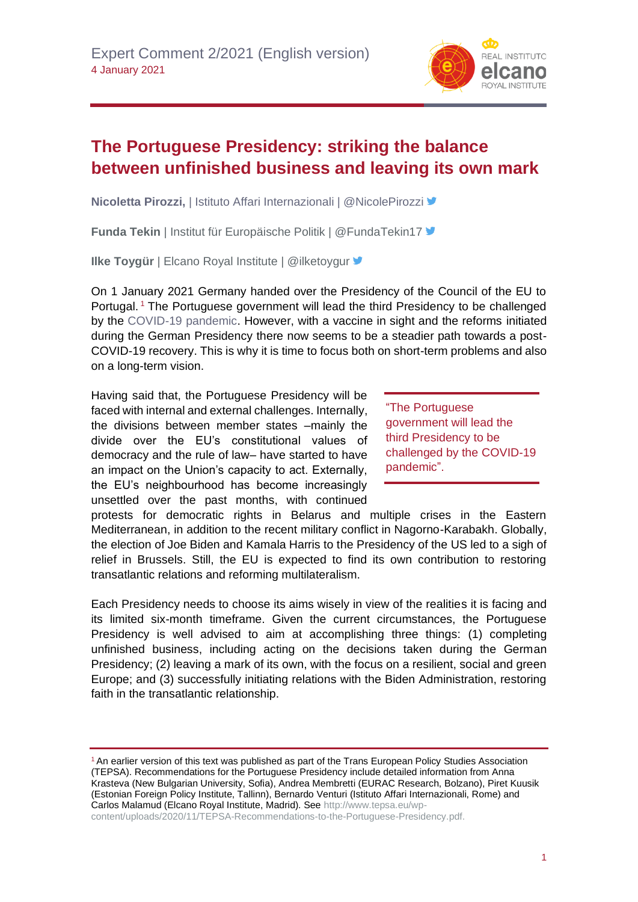Expert Comment 2/2021 (English version)
4 January 2021

# The Portuguese Presidency: striking the balance between unfinished business and leaving its own mark

**Nicoletta Pirozzi,** | Istituto Affari Internazionali | @NicolePirozzi

**Funda Tekin** | Institut für Europäische Politik | @FundaTekin17

**Ilke Toygür** | Elcano Royal Institute | @ilketoygur

On 1 January 2021 Germany handed over the Presidency of the Council of the EU to Portugal.[1] The Portuguese government will lead the third Presidency to be challenged by the COVID-19 pandemic. However, with a vaccine in sight and the reforms initiated during the German Presidency there now seems to be a steadier path towards a post-COVID-19 recovery. This is why it is time to focus both on short-term problems and also on a long-term vision.

Having said that, the Portuguese Presidency will be faced with internal and external challenges. Internally, the divisions between member states –mainly the divide over the EU's constitutional values of democracy and the rule of law– have started to have an impact on the Union's capacity to act. Externally, the EU's neighbourhood has become increasingly unsettled over the past months, with continued protests for democratic rights in Belarus and multiple crises in the Eastern Mediterranean, in addition to the recent military conflict in Nagorno-Karabakh. Globally, the election of Joe Biden and Kamala Harris to the Presidency of the US led to a sigh of relief in Brussels. Still, the EU is expected to find its own contribution to restoring transatlantic relations and reforming multilateralism.

> "The Portuguese government will lead the third Presidency to be challenged by the COVID-19 pandemic".

Each Presidency needs to choose its aims wisely in view of the realities it is facing and its limited six-month timeframe. Given the current circumstances, the Portuguese Presidency is well advised to aim at accomplishing three things: (1) completing unfinished business, including acting on the decisions taken during the German Presidency; (2) leaving a mark of its own, with the focus on a resilient, social and green Europe; and (3) successfully initiating relations with the Biden Administration, restoring faith in the transatlantic relationship.

---

[1] An earlier version of this text was published as part of the Trans European Policy Studies Association (TEPSA). Recommendations for the Portuguese Presidency include detailed information from Anna Krasteva (New Bulgarian University, Sofia), Andrea Membretti (EURAC Research, Bolzano), Piret Kuusik (Estonian Foreign Policy Institute, Tallinn), Bernardo Venturi (Istituto Affari Internazionali, Rome) and Carlos Malamud (Elcano Royal Institute, Madrid). See http://www.tepsa.eu/wp-content/uploads/2020/11/TEPSA-Recommendations-to-the-Portuguese-Presidency.pdf.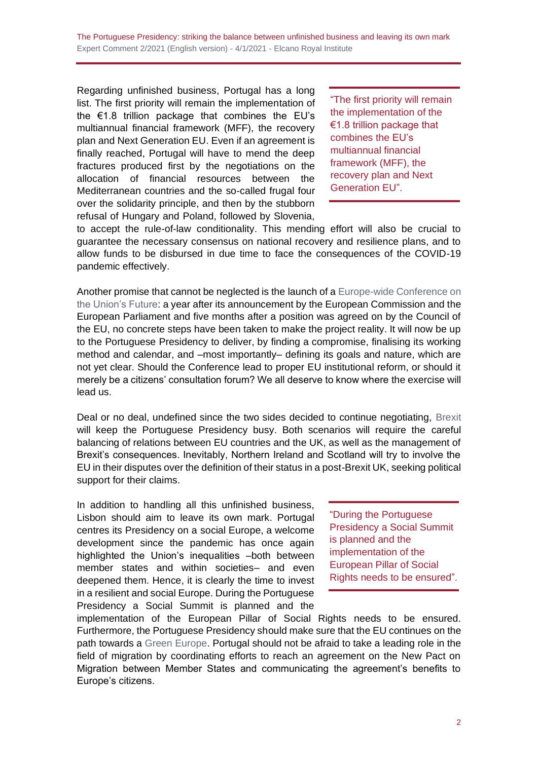Regarding unfinished business, Portugal has a long list. The first priority will remain the implementation of the €1.8 trillion package that combines the EU's multiannual financial framework (MFF), the recovery plan and Next Generation EU. Even if an agreement is finally reached, Portugal will have to mend the deep fractures produced first by the negotiations on the allocation of financial resources between the Mediterranean countries and the so-called frugal four over the solidarity principle, and then by the stubborn refusal of Hungary and Poland, followed by Slovenia, to accept the rule-of-law conditionality. This mending effort will also be crucial to guarantee the necessary consensus on national recovery and resilience plans, and to allow funds to be disbursed in due time to face the consequences of the COVID-19 pandemic effectively.

> "The first priority will remain the implementation of the €1.8 trillion package that combines the EU's multiannual financial framework (MFF), the recovery plan and Next Generation EU".

Another promise that cannot be neglected is the launch of a Europe-wide Conference on the Union's Future: a year after its announcement by the European Commission and the European Parliament and five months after a position was agreed on by the Council of the EU, no concrete steps have been taken to make the project reality. It will now be up to the Portuguese Presidency to deliver, by finding a compromise, finalising its working method and calendar, and –most importantly– defining its goals and nature, which are not yet clear. Should the Conference lead to proper EU institutional reform, or should it merely be a citizens' consultation forum? We all deserve to know where the exercise will lead us.

Deal or no deal, undefined since the two sides decided to continue negotiating, Brexit will keep the Portuguese Presidency busy. Both scenarios will require the careful balancing of relations between EU countries and the UK, as well as the management of Brexit's consequences. Inevitably, Northern Ireland and Scotland will try to involve the EU in their disputes over the definition of their status in a post-Brexit UK, seeking political support for their claims.

In addition to handling all this unfinished business, Lisbon should aim to leave its own mark. Portugal centres its Presidency on a social Europe, a welcome development since the pandemic has once again highlighted the Union's inequalities –both between member states and within societies– and even deepened them. Hence, it is clearly the time to invest in a resilient and social Europe. During the Portuguese Presidency a Social Summit is planned and the implementation of the European Pillar of Social Rights needs to be ensured. Furthermore, the Portuguese Presidency should make sure that the EU continues on the path towards a Green Europe. Portugal should not be afraid to take a leading role in the field of migration by coordinating efforts to reach an agreement on the New Pact on Migration between Member States and communicating the agreement's benefits to Europe's citizens.

> "During the Portuguese Presidency a Social Summit is planned and the implementation of the European Pillar of Social Rights needs to be ensured".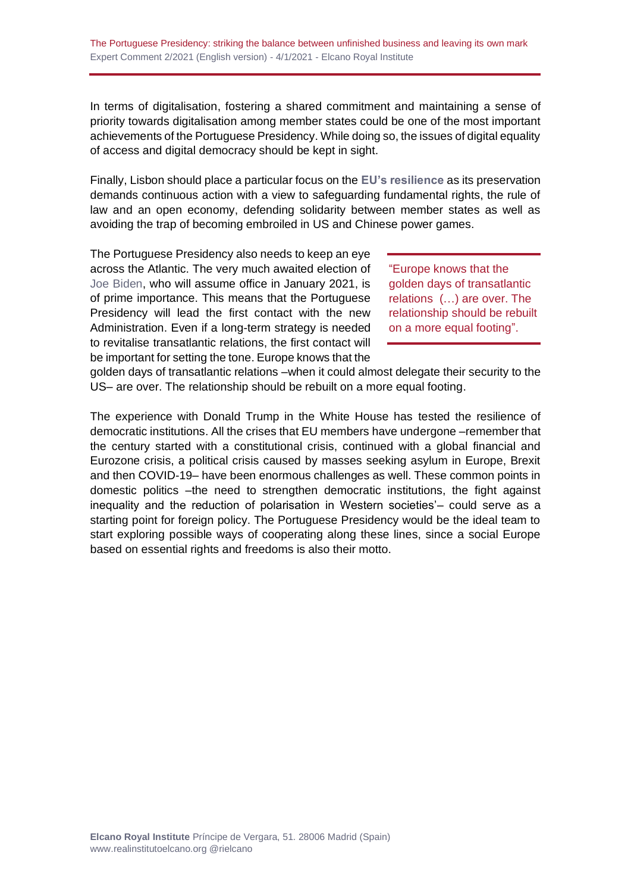In terms of digitalisation, fostering a shared commitment and maintaining a sense of priority towards digitalisation among member states could be one of the most important achievements of the Portuguese Presidency. While doing so, the issues of digital equality of access and digital democracy should be kept in sight.

Finally, Lisbon should place a particular focus on the **EU's resilience** as its preservation demands continuous action with a view to safeguarding fundamental rights, the rule of law and an open economy, defending solidarity between member states as well as avoiding the trap of becoming embroiled in US and Chinese power games.

The Portuguese Presidency also needs to keep an eye across the Atlantic. The very much awaited election of Joe Biden, who will assume office in January 2021, is of prime importance. This means that the Portuguese Presidency will lead the first contact with the new Administration. Even if a long-term strategy is needed to revitalise transatlantic relations, the first contact will be important for setting the tone. Europe knows that the golden days of transatlantic relations –when it could almost delegate their security to the US– are over. The relationship should be rebuilt on a more equal footing.

> "Europe knows that the golden days of transatlantic relations (…) are over. The relationship should be rebuilt on a more equal footing".

The experience with Donald Trump in the White House has tested the resilience of democratic institutions. All the crises that EU members have undergone –remember that the century started with a constitutional crisis, continued with a global financial and Eurozone crisis, a political crisis caused by masses seeking asylum in Europe, Brexit and then COVID-19– have been enormous challenges as well. These common points in domestic politics –the need to strengthen democratic institutions, the fight against inequality and the reduction of polarisation in Western societies'– could serve as a starting point for foreign policy. The Portuguese Presidency would be the ideal team to start exploring possible ways of cooperating along these lines, since a social Europe based on essential rights and freedoms is also their motto.